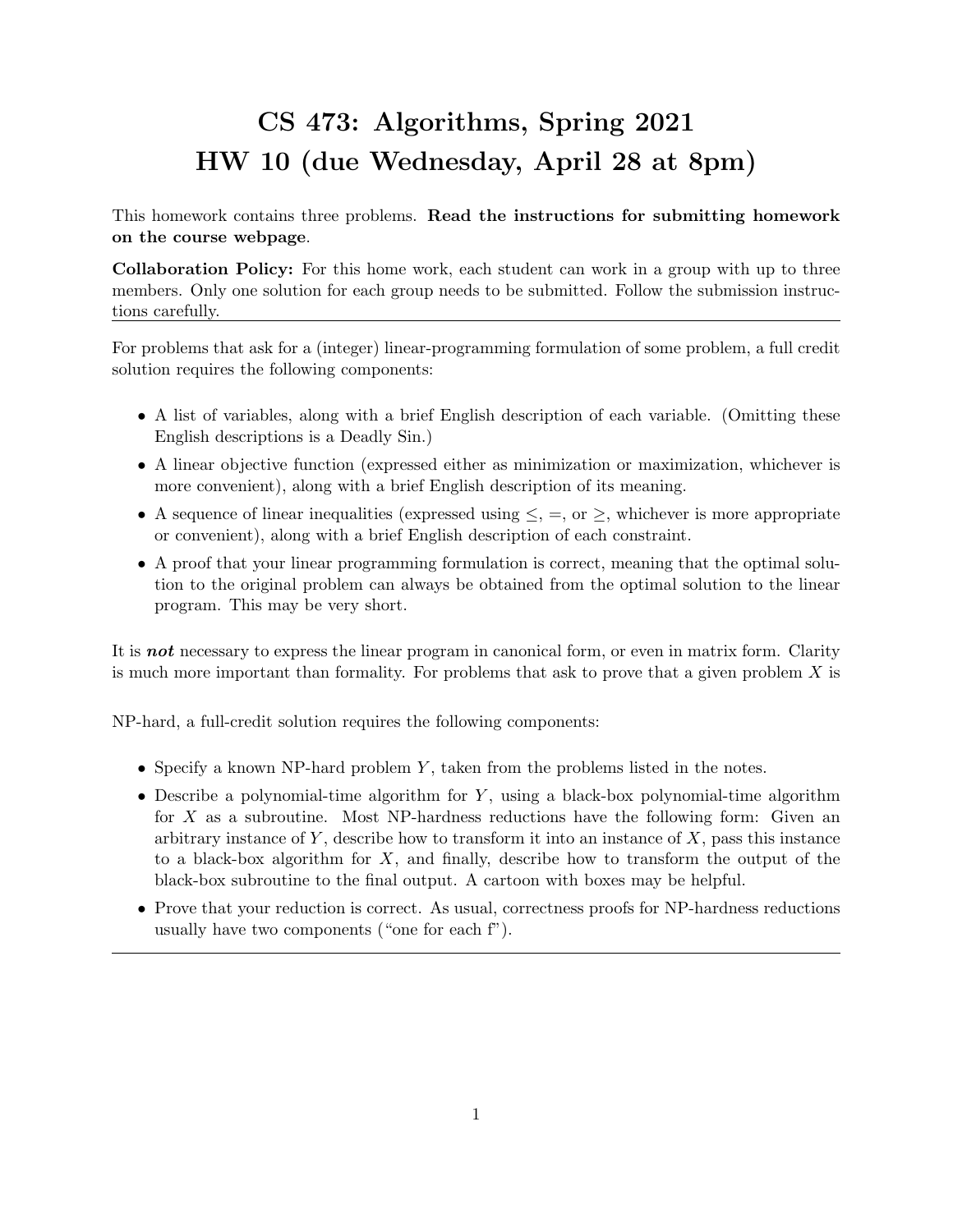# CS 473: Algorithms, Spring 2021
# HW 10 (due Wednesday, April 28 at 8pm)

This homework contains three problems. **Read the instructions for submitting homework on the course webpage**.

**Collaboration Policy:** For this home work, each student can work in a group with up to three members. Only one solution for each group needs to be submitted. Follow the submission instructions carefully.

---

For problems that ask for a (integer) linear-programming formulation of some problem, a full credit solution requires the following components:

- A list of variables, along with a brief English description of each variable. (Omitting these English descriptions is a Deadly Sin.)
- A linear objective function (expressed either as minimization or maximization, whichever is more convenient), along with a brief English description of its meaning.
- A sequence of linear inequalities (expressed using $\leq$, $=$, or $\geq$, whichever is more appropriate or convenient), along with a brief English description of each constraint.
- A proof that your linear programming formulation is correct, meaning that the optimal solution to the original problem can always be obtained from the optimal solution to the linear program. This may be very short.

It is ***not*** necessary to express the linear program in canonical form, or even in matrix form. Clarity is much more important than formality. For problems that ask to prove that a given problem $X$ is NP-hard, a full-credit solution requires the following components:

- Specify a known NP-hard problem $Y$, taken from the problems listed in the notes.
- Describe a polynomial-time algorithm for $Y$, using a black-box polynomial-time algorithm for $X$ as a subroutine. Most NP-hardness reductions have the following form: Given an arbitrary instance of $Y$, describe how to transform it into an instance of $X$, pass this instance to a black-box algorithm for $X$, and finally, describe how to transform the output of the black-box subroutine to the final output. A cartoon with boxes may be helpful.
- Prove that your reduction is correct. As usual, correctness proofs for NP-hardness reductions usually have two components ("one for each f").

---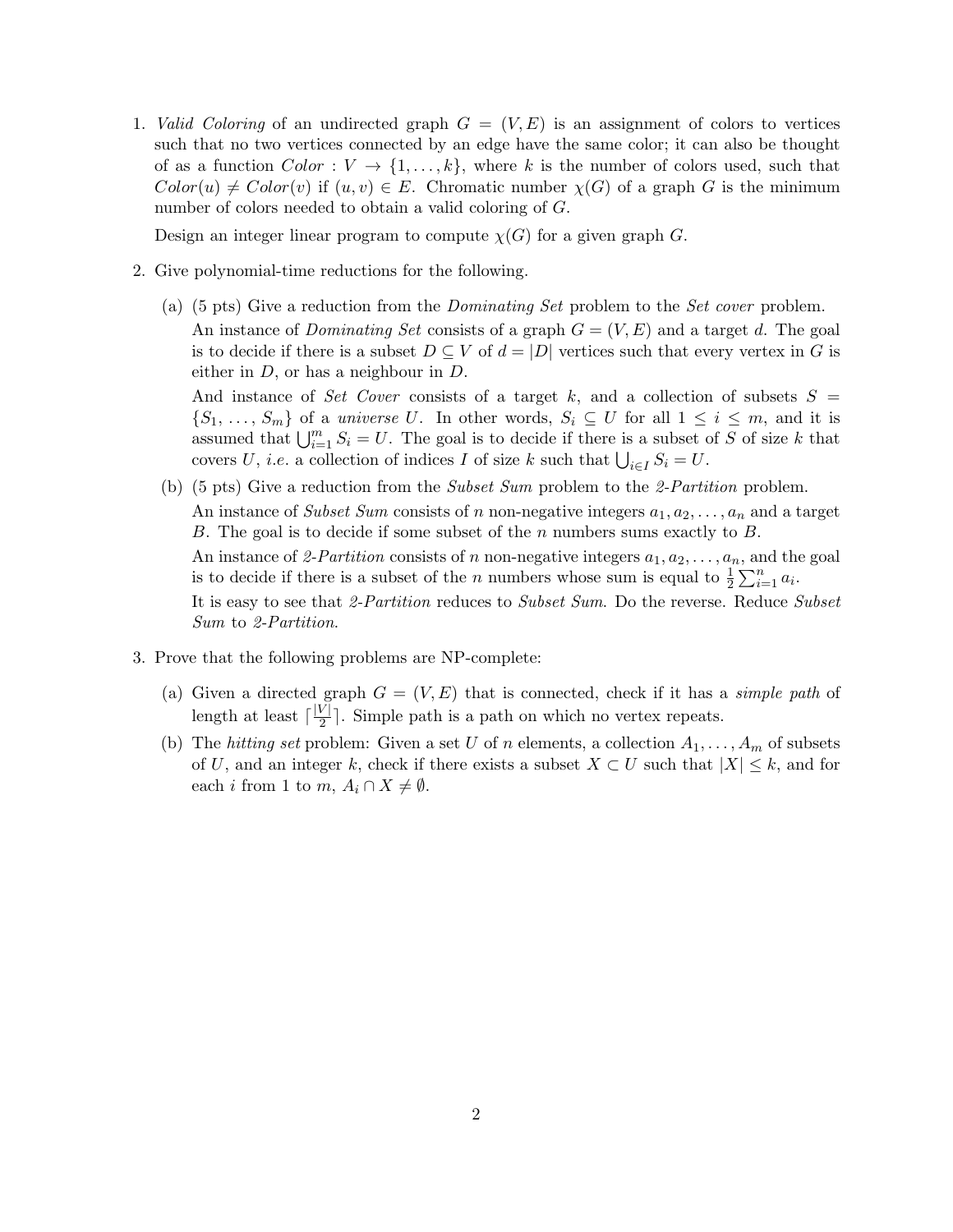1. *Valid Coloring* of an undirected graph $G = (V, E)$ is an assignment of colors to vertices such that no two vertices connected by an edge have the same color; it can also be thought of as a function $Color : V \to \{1, \ldots, k\}$, where $k$ is the number of colors used, such that $Color(u) \neq Color(v)$ if $(u, v) \in E$. Chromatic number $\chi(G)$ of a graph $G$ is the minimum number of colors needed to obtain a valid coloring of $G$.

   Design an integer linear program to compute $\chi(G)$ for a given graph $G$.

2. Give polynomial-time reductions for the following.

   (a) (5 pts) Give a reduction from the *Dominating Set* problem to the *Set cover* problem.

   An instance of *Dominating Set* consists of a graph $G = (V, E)$ and a target $d$. The goal is to decide if there is a subset $D \subseteq V$ of $d = |D|$ vertices such that every vertex in $G$ is either in $D$, or has a neighbour in $D$.

   And instance of *Set Cover* consists of a target $k$, and a collection of subsets $S = \{S_1, \ldots, S_m\}$ of a *universe* $U$. In other words, $S_i \subseteq U$ for all $1 \leq i \leq m$, and it is assumed that $\bigcup_{i=1}^{m} S_i = U$. The goal is to decide if there is a subset of $S$ of size $k$ that covers $U$, *i.e.* a collection of indices $I$ of size $k$ such that $\bigcup_{i \in I} S_i = U$.

   (b) (5 pts) Give a reduction from the *Subset Sum* problem to the *2-Partition* problem.

   An instance of *Subset Sum* consists of $n$ non-negative integers $a_1, a_2, \ldots, a_n$ and a target $B$. The goal is to decide if some subset of the $n$ numbers sums exactly to $B$.

   An instance of *2-Partition* consists of $n$ non-negative integers $a_1, a_2, \ldots, a_n$, and the goal is to decide if there is a subset of the $n$ numbers whose sum is equal to $\frac{1}{2}\sum_{i=1}^{n} a_i$.

   It is easy to see that *2-Partition* reduces to *Subset Sum*. Do the reverse. Reduce *Subset Sum* to *2-Partition*.

3. Prove that the following problems are NP-complete:

   (a) Given a directed graph $G = (V, E)$ that is connected, check if it has a *simple path* of length at least $\lceil \frac{|V|}{2} \rceil$. Simple path is a path on which no vertex repeats.

   (b) The *hitting set* problem: Given a set $U$ of $n$ elements, a collection $A_1, \ldots, A_m$ of subsets of $U$, and an integer $k$, check if there exists a subset $X \subset U$ such that $|X| \leq k$, and for each $i$ from 1 to $m$, $A_i \cap X \neq \emptyset$.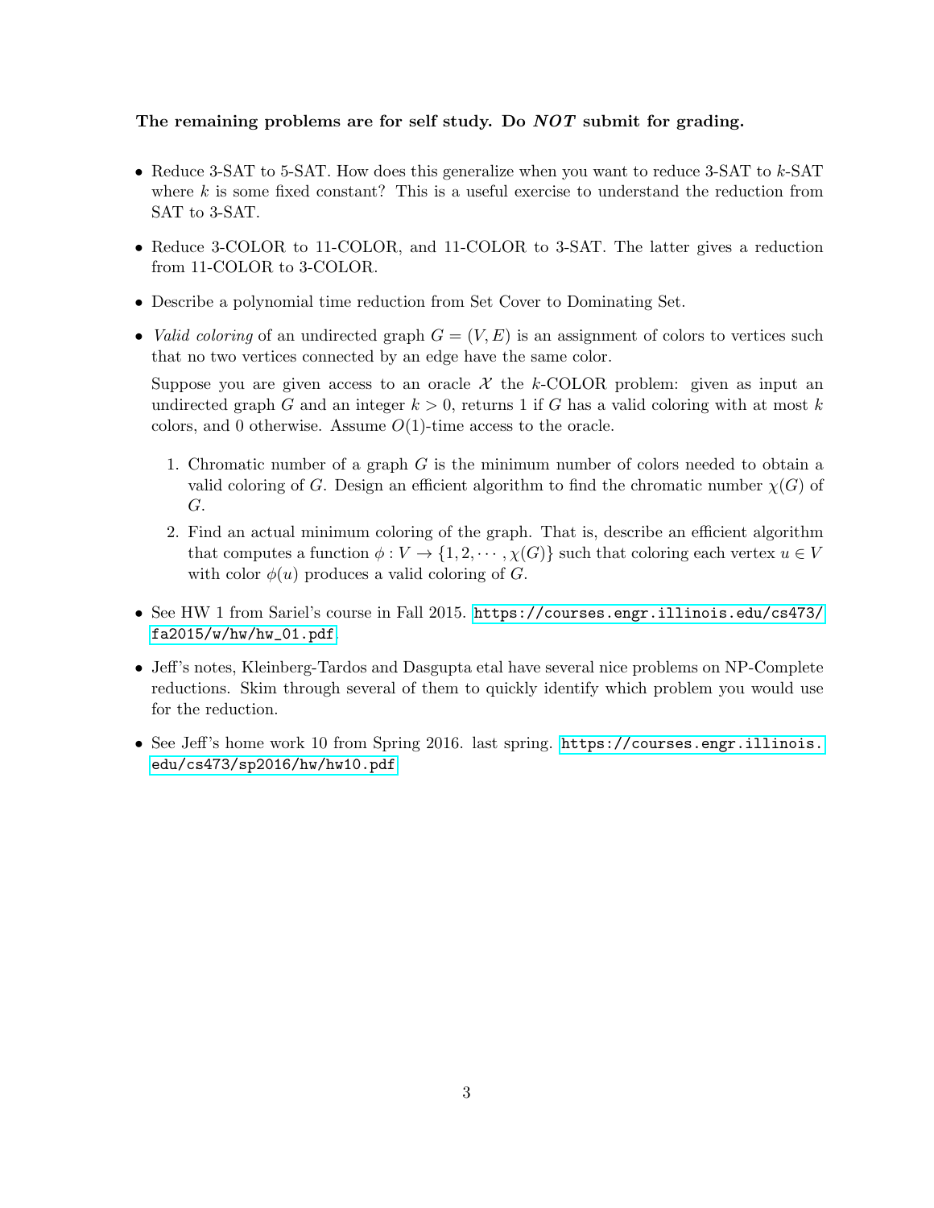**The remaining problems are for self study. Do *NOT* submit for grading.**

- Reduce 3-SAT to 5-SAT. How does this generalize when you want to reduce 3-SAT to $k$-SAT where $k$ is some fixed constant? This is a useful exercise to understand the reduction from SAT to 3-SAT.

- Reduce 3-COLOR to 11-COLOR, and 11-COLOR to 3-SAT. The latter gives a reduction from 11-COLOR to 3-COLOR.

- Describe a polynomial time reduction from Set Cover to Dominating Set.

- *Valid coloring* of an undirected graph $G = (V, E)$ is an assignment of colors to vertices such that no two vertices connected by an edge have the same color.

  Suppose you are given access to an oracle $\mathcal{X}$ the $k$-COLOR problem: given as input an undirected graph $G$ and an integer $k > 0$, returns 1 if $G$ has a valid coloring with at most $k$ colors, and 0 otherwise. Assume $O(1)$-time access to the oracle.

  1. Chromatic number of a graph $G$ is the minimum number of colors needed to obtain a valid coloring of $G$. Design an efficient algorithm to find the chromatic number $\chi(G)$ of $G$.
  2. Find an actual minimum coloring of the graph. That is, describe an efficient algorithm that computes a function $\phi : V \to \{1, 2, \cdots, \chi(G)\}$ such that coloring each vertex $u \in V$ with color $\phi(u)$ produces a valid coloring of $G$.

- See HW 1 from Sariel's course in Fall 2015. https://courses.engr.illinois.edu/cs473/fa2015/w/hw/hw_01.pdf.

- Jeff's notes, Kleinberg-Tardos and Dasgupta etal have several nice problems on NP-Complete reductions. Skim through several of them to quickly identify which problem you would use for the reduction.

- See Jeff's home work 10 from Spring 2016. last spring. https://courses.engr.illinois.edu/cs473/sp2016/hw/hw10.pdf